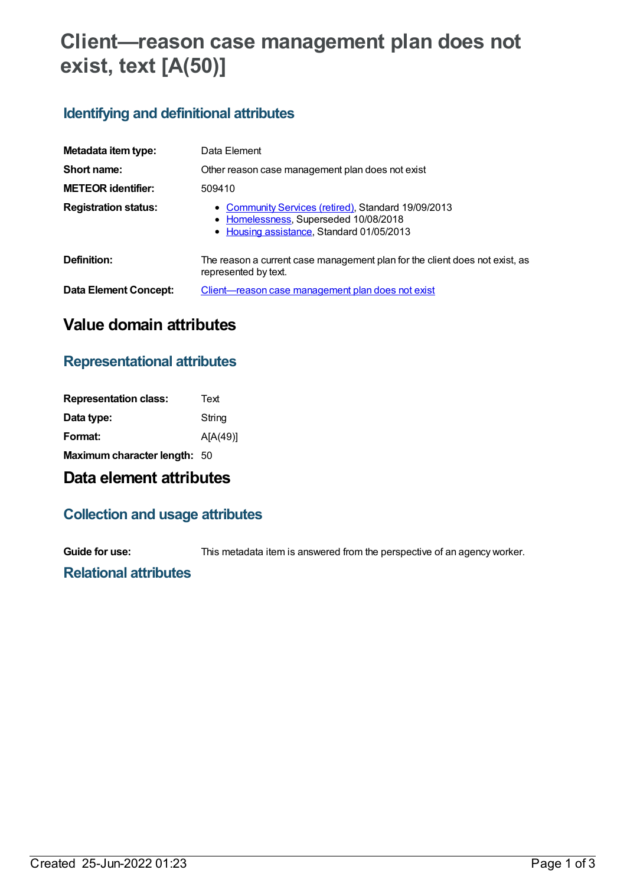# Client—reason case management plan does not exist, text [A(50)]

## Identifying and definitional attributes

| | |
|---|---|
| **Metadata item type:** | Data Element |
| **Short name:** | Other reason case management plan does not exist |
| **METEOR identifier:** | 509410 |
| **Registration status:** | • Community Services (retired), Standard 19/09/2013<br>• Homelessness, Superseded 10/08/2018<br>• Housing assistance, Standard 01/05/2013 |
| **Definition:** | The reason a current case management plan for the client does not exist, as represented by text. |
| **Data Element Concept:** | Client—reason case management plan does not exist |

# Value domain attributes

## Representational attributes

| | |
|---|---|
| **Representation class:** | Text |
| **Data type:** | String |
| **Format:** | A[A(49)] |
| **Maximum character length:** | 50 |

# Data element attributes

## Collection and usage attributes

| | |
|---|---|
| **Guide for use:** | This metadata item is answered from the perspective of an agency worker. |

## Relational attributes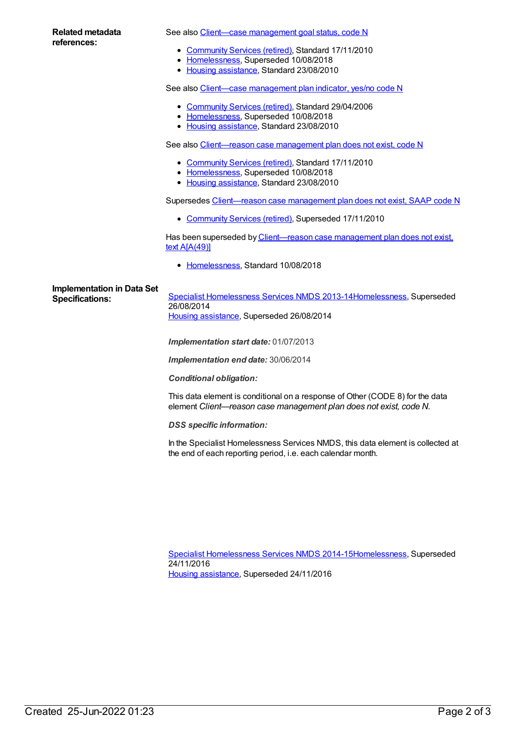**Related metadata references:**

See also Client—case management goal status, code N

- Community Services (retired), Standard 17/11/2010
- Homelessness, Superseded 10/08/2018
- Housing assistance, Standard 23/08/2010

See also Client—case management plan indicator, yes/no code N

- Community Services (retired), Standard 29/04/2006
- Homelessness, Superseded 10/08/2018
- Housing assistance, Standard 23/08/2010

See also Client—reason case management plan does not exist, code N

- Community Services (retired), Standard 17/11/2010
- Homelessness, Superseded 10/08/2018
- Housing assistance, Standard 23/08/2010

Supersedes Client—reason case management plan does not exist, SAAP code N

- Community Services (retired), Superseded 17/11/2010

Has been superseded by Client—reason case management plan does not exist, text A[A(49)]

- Homelessness, Standard 10/08/2018

**Implementation in Data Set Specifications:**

Specialist Homelessness Services NMDS 2013-14Homelessness, Superseded 26/08/2014
Housing assistance, Superseded 26/08/2014

***Implementation start date:*** 01/07/2013

***Implementation end date:*** 30/06/2014

***Conditional obligation:***

This data element is conditional on a response of Other (CODE 8) for the data element *Client—reason case management plan does not exist, code N.*

***DSS specific information:***

In the Specialist Homelessness Services NMDS, this data element is collected at the end of each reporting period, i.e. each calendar month.

Specialist Homelessness Services NMDS 2014-15Homelessness, Superseded 24/11/2016
Housing assistance, Superseded 24/11/2016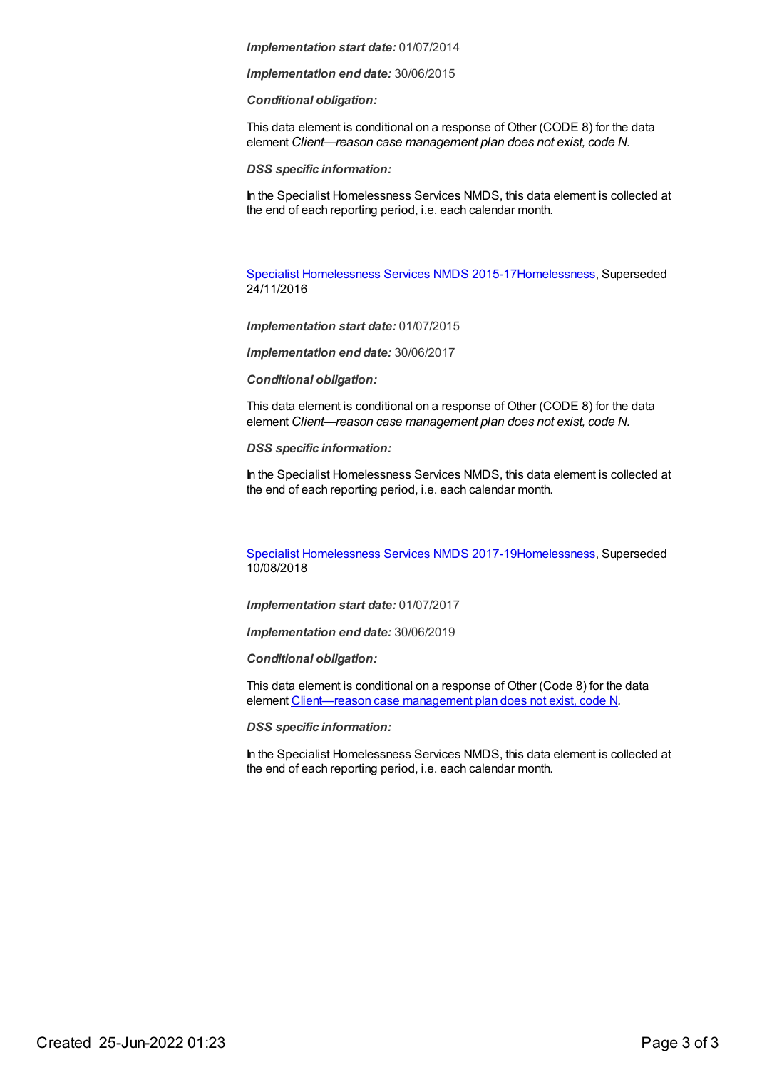***Implementation start date:*** 01/07/2014

***Implementation end date:*** 30/06/2015

***Conditional obligation:***

This data element is conditional on a response of Other (CODE 8) for the data element *Client—reason case management plan does not exist, code N.*

***DSS specific information:***

In the Specialist Homelessness Services NMDS, this data element is collected at the end of each reporting period, i.e. each calendar month.

[Specialist Homelessness Services NMDS 2015-17Homelessness](), Superseded 24/11/2016

***Implementation start date:*** 01/07/2015

***Implementation end date:*** 30/06/2017

***Conditional obligation:***

This data element is conditional on a response of Other (CODE 8) for the data element *Client—reason case management plan does not exist, code N.*

***DSS specific information:***

In the Specialist Homelessness Services NMDS, this data element is collected at the end of each reporting period, i.e. each calendar month.

[Specialist Homelessness Services NMDS 2017-19Homelessness](), Superseded 10/08/2018

***Implementation start date:*** 01/07/2017

***Implementation end date:*** 30/06/2019

***Conditional obligation:***

This data element is conditional on a response of Other (Code 8) for the data element [Client—reason case management plan does not exist, code N]().

***DSS specific information:***

In the Specialist Homelessness Services NMDS, this data element is collected at the end of each reporting period, i.e. each calendar month.